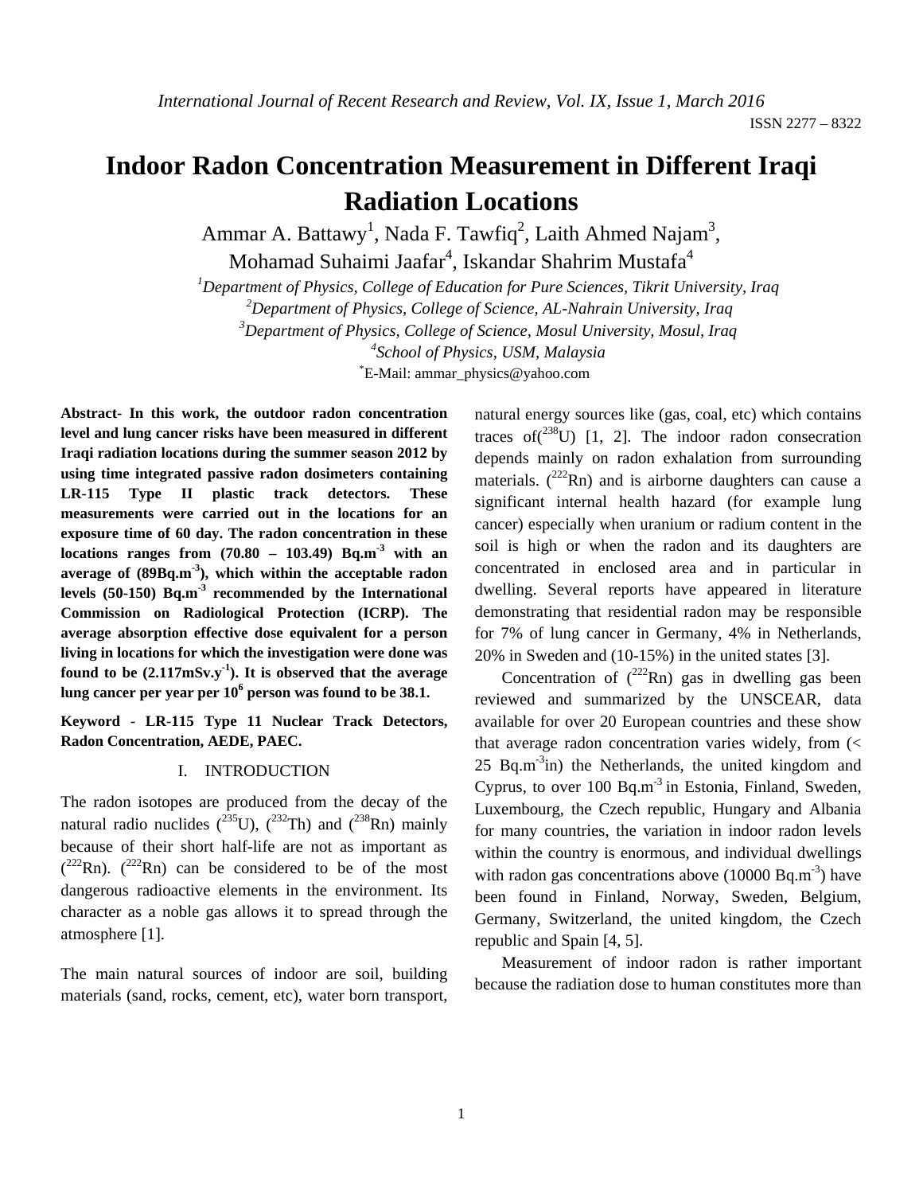# Indoor Radon Concentration Measurement in Different Iraqi Radiation Locations

Ammar A. Battawy[1], Nada F. Tawfiq[2], Laith Ahmed Najam[3], Mohamad Suhaimi Jaafar[4], Iskandar Shahrim Mustafa[4]

[1]*Department of Physics, College of Education for Pure Sciences, Tikrit University, Iraq*
[2]*Department of Physics, College of Science, AL-Nahrain University, Iraq*
[3]*Department of Physics, College of Science, Mosul University, Mosul, Iraq*
[4]*School of Physics, USM, Malaysia*
[*]E-Mail: ammar_physics@yahoo.com

**Abstract- In this work, the outdoor radon concentration level and lung cancer risks have been measured in different Iraqi radiation locations during the summer season 2012 by using time integrated passive radon dosimeters containing LR-115 Type II plastic track detectors. These measurements were carried out in the locations for an exposure time of 60 day. The radon concentration in these locations ranges from (70.80 – 103.49) Bq.m$^{-3}$ with an average of (89Bq.m$^{-3}$), which within the acceptable radon levels (50-150) Bq.m$^{-3}$ recommended by the International Commission on Radiological Protection (ICRP). The average absorption effective dose equivalent for a person living in locations for which the investigation were done was found to be (2.117mSv.y$^{-1}$). It is observed that the average lung cancer per year per 10$^{6}$ person was found to be 38.1.**

**Keyword - LR-115 Type 11 Nuclear Track Detectors, Radon Concentration, AEDE, PAEC.**

## I. INTRODUCTION

The radon isotopes are produced from the decay of the natural radio nuclides ($^{235}$U), ($^{232}$Th) and ($^{238}$Rn) mainly because of their short half-life are not as important as ($^{222}$Rn). ($^{222}$Rn) can be considered to be of the most dangerous radioactive elements in the environment. Its character as a noble gas allows it to spread through the atmosphere [1].

The main natural sources of indoor are soil, building materials (sand, rocks, cement, etc), water born transport, natural energy sources like (gas, coal, etc) which contains traces of($^{238}$U) [1, 2]. The indoor radon consecration depends mainly on radon exhalation from surrounding materials. ($^{222}$Rn) and is airborne daughters can cause a significant internal health hazard (for example lung cancer) especially when uranium or radium content in the soil is high or when the radon and its daughters are concentrated in enclosed area and in particular in dwelling. Several reports have appeared in literature demonstrating that residential radon may be responsible for 7% of lung cancer in Germany, 4% in Netherlands, 20% in Sweden and (10-15%) in the united states [3].

Concentration of ($^{222}$Rn) gas in dwelling gas been reviewed and summarized by the UNSCEAR, data available for over 20 European countries and these show that average radon concentration varies widely, from (< 25 Bq.m$^{-3}$in) the Netherlands, the united kingdom and Cyprus, to over 100 Bq.m$^{-3}$ in Estonia, Finland, Sweden, Luxembourg, the Czech republic, Hungary and Albania for many countries, the variation in indoor radon levels within the country is enormous, and individual dwellings with radon gas concentrations above (10000 Bq.m$^{-3}$) have been found in Finland, Norway, Sweden, Belgium, Germany, Switzerland, the united kingdom, the Czech republic and Spain [4, 5].

Measurement of indoor radon is rather important because the radiation dose to human constitutes more than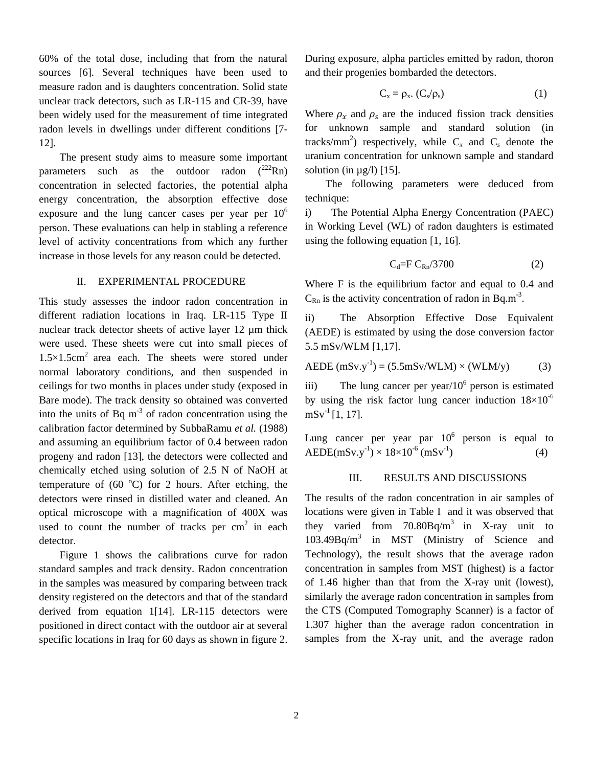60% of the total dose, including that from the natural sources [6]. Several techniques have been used to measure radon and is daughters concentration. Solid state unclear track detectors, such as LR-115 and CR-39, have been widely used for the measurement of time integrated radon levels in dwellings under different conditions [7-12].

The present study aims to measure some important parameters such as the outdoor radon ($^{222}Rn$) concentration in selected factories, the potential alpha energy concentration, the absorption effective dose exposure and the lung cancer cases per year per $10^6$ person. These evaluations can help in stabling a reference level of activity concentrations from which any further increase in those levels for any reason could be detected.

## II. EXPERIMENTAL PROCEDURE

This study assesses the indoor radon concentration in different radiation locations in Iraq. LR-115 Type II nuclear track detector sheets of active layer 12 µm thick were used. These sheets were cut into small pieces of $1.5\times1.5 cm^2$ area each. The sheets were stored under normal laboratory conditions, and then suspended in ceilings for two months in places under study (exposed in Bare mode). The track density so obtained was converted into the units of Bq $m^{-3}$ of radon concentration using the calibration factor determined by SubbaRamu *et al.* (1988) and assuming an equilibrium factor of 0.4 between radon progeny and radon [13], the detectors were collected and chemically etched using solution of 2.5 N of NaOH at temperature of (60 °C) for 2 hours. After etching, the detectors were rinsed in distilled water and cleaned. An optical microscope with a magnification of 400X was used to count the number of tracks per $cm^2$ in each detector.

Figure 1 shows the calibrations curve for radon standard samples and track density. Radon concentration in the samples was measured by comparing between track density registered on the detectors and that of the standard derived from equation 1[14]. LR-115 detectors were positioned in direct contact with the outdoor air at several specific locations in Iraq for 60 days as shown in figure 2. During exposure, alpha particles emitted by radon, thoron and their progenies bombarded the detectors.

$$C_x = \rho_x . (C_s/\rho_s) \qquad (1)$$

Where $\rho_x$ and $\rho_s$ are the induced fission track densities for unknown sample and standard solution (in tracks/$mm^2$) respectively, while $C_x$ and $C_s$ denote the uranium concentration for unknown sample and standard solution (in µg/l) [15].

The following parameters were deduced from technique:

i) The Potential Alpha Energy Concentration (PAEC) in Working Level (WL) of radon daughters is estimated using the following equation [1, 16].

$$C_d = F\, C_{Rn}/3700 \qquad (2)$$

Where F is the equilibrium factor and equal to 0.4 and $C_{Rn}$ is the activity concentration of radon in $Bq.m^{-3}$.

ii) The Absorption Effective Dose Equivalent (AEDE) is estimated by using the dose conversion factor 5.5 mSv/WLM [1,17].

$$\text{AEDE}\ (mSv.y^{-1}) = (5.5 mSv/WLM) \times (WLM/y) \qquad (3)$$

iii) The lung cancer per year/$10^6$ person is estimated by using the risk factor lung cancer induction $18\times10^{-6}$ $mSv^{-1}$ [1, 17].

Lung cancer per year par $10^6$ person is equal to $\text{AEDE}(mSv.y^{-1}) \times 18\times10^{-6}\ (mSv^{-1})$ (4)

## III. RESULTS AND DISCUSSIONS

The results of the radon concentration in air samples of locations were given in Table I and it was observed that they varied from 70.80Bq/$m^3$ in X-ray unit to 103.49Bq/$m^3$ in MST (Ministry of Science and Technology), the result shows that the average radon concentration in samples from MST (highest) is a factor of 1.46 higher than that from the X-ray unit (lowest), similarly the average radon concentration in samples from the CTS (Computed Tomography Scanner) is a factor of 1.307 higher than the average radon concentration in samples from the X-ray unit, and the average radon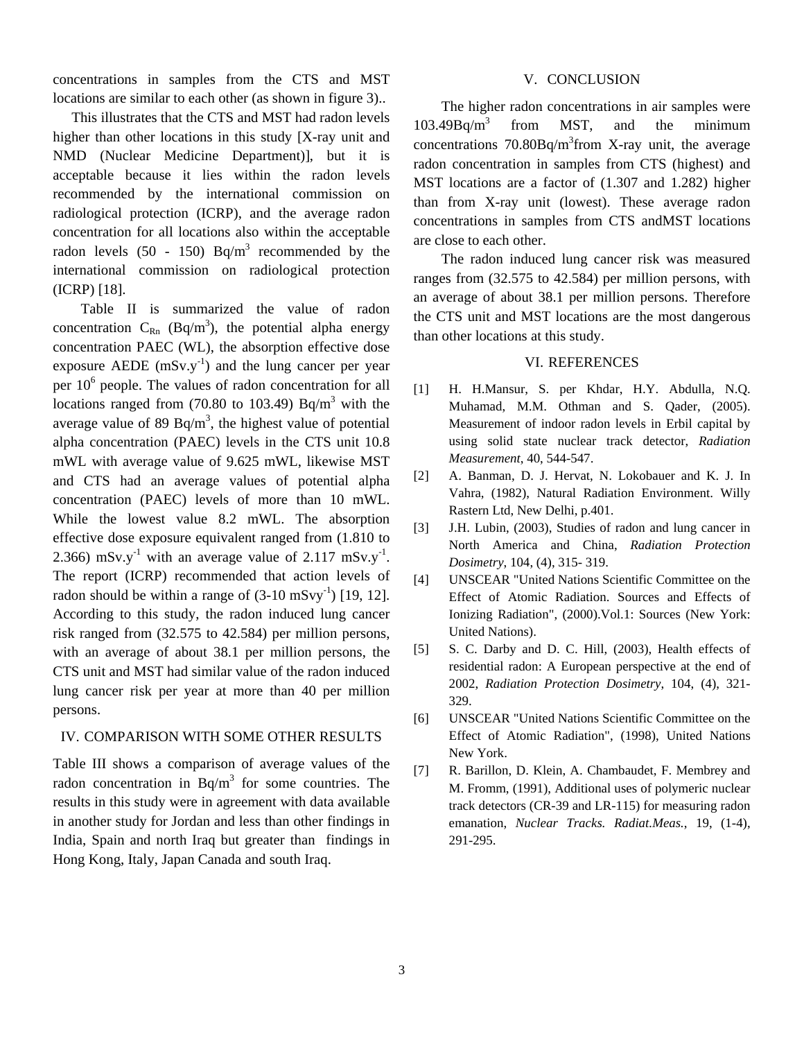concentrations in samples from the CTS and MST locations are similar to each other (as shown in figure 3)..

This illustrates that the CTS and MST had radon levels higher than other locations in this study [X-ray unit and NMD (Nuclear Medicine Department)], but it is acceptable because it lies within the radon levels recommended by the international commission on radiological protection (ICRP), and the average radon concentration for all locations also within the acceptable radon levels (50 - 150) Bq/$m^3$ recommended by the international commission on radiological protection (ICRP) [18].

Table II is summarized the value of radon concentration $C_{Rn}$ (Bq/$m^3$), the potential alpha energy concentration PAEC (WL), the absorption effective dose exposure AEDE (mSv.$y^{-1}$) and the lung cancer per year per $10^6$ people. The values of radon concentration for all locations ranged from (70.80 to 103.49) Bq/$m^3$ with the average value of 89 Bq/$m^3$, the highest value of potential alpha concentration (PAEC) levels in the CTS unit 10.8 mWL with average value of 9.625 mWL, likewise MST and CTS had an average values of potential alpha concentration (PAEC) levels of more than 10 mWL. While the lowest value 8.2 mWL. The absorption effective dose exposure equivalent ranged from (1.810 to 2.366) mSv.$y^{-1}$ with an average value of 2.117 mSv.$y^{-1}$. The report (ICRP) recommended that action levels of radon should be within a range of (3-10 mSv$y^{-1}$) [19, 12]. According to this study, the radon induced lung cancer risk ranged from (32.575 to 42.584) per million persons, with an average of about 38.1 per million persons, the CTS unit and MST had similar value of the radon induced lung cancer risk per year at more than 40 per million persons.

## IV. COMPARISON WITH SOME OTHER RESULTS

Table III shows a comparison of average values of the radon concentration in Bq/$m^3$ for some countries. The results in this study were in agreement with data available in another study for Jordan and less than other findings in India, Spain and north Iraq but greater than findings in Hong Kong, Italy, Japan Canada and south Iraq.

## V. CONCLUSION

The higher radon concentrations in air samples were 103.49Bq/$m^3$ from MST, and the minimum concentrations 70.80Bq/$m^3$from X-ray unit, the average radon concentration in samples from CTS (highest) and MST locations are a factor of (1.307 and 1.282) higher than from X-ray unit (lowest). These average radon concentrations in samples from CTS andMST locations are close to each other.

The radon induced lung cancer risk was measured ranges from (32.575 to 42.584) per million persons, with an average of about 38.1 per million persons. Therefore the CTS unit and MST locations are the most dangerous than other locations at this study.

## VI. REFERENCES

[1] H. H.Mansur, S. per Khdar, H.Y. Abdulla, N.Q. Muhamad, M.M. Othman and S. Qader, (2005). Measurement of indoor radon levels in Erbil capital by using solid state nuclear track detector, *Radiation Measurement*, 40, 544-547.

[2] A. Banman, D. J. Hervat, N. Lokobauer and K. J. In Vahra, (1982), Natural Radiation Environment. Willy Rastern Ltd, New Delhi, p.401.

[3] J.H. Lubin, (2003), Studies of radon and lung cancer in North America and China, *Radiation Protection Dosimetry*, 104, (4), 315- 319.

[4] UNSCEAR "United Nations Scientific Committee on the Effect of Atomic Radiation. Sources and Effects of Ionizing Radiation", (2000).Vol.1: Sources (New York: United Nations).

[5] S. C. Darby and D. C. Hill, (2003), Health effects of residential radon: A European perspective at the end of 2002, *Radiation Protection Dosimetry*, 104, (4), 321-329.

[6] UNSCEAR "United Nations Scientific Committee on the Effect of Atomic Radiation", (1998), United Nations New York.

[7] R. Barillon, D. Klein, A. Chambaudet, F. Membrey and M. Fromm, (1991), Additional uses of polymeric nuclear track detectors (CR-39 and LR-115) for measuring radon emanation, *Nuclear Tracks. Radiat.Meas.*, 19, (1-4), 291-295.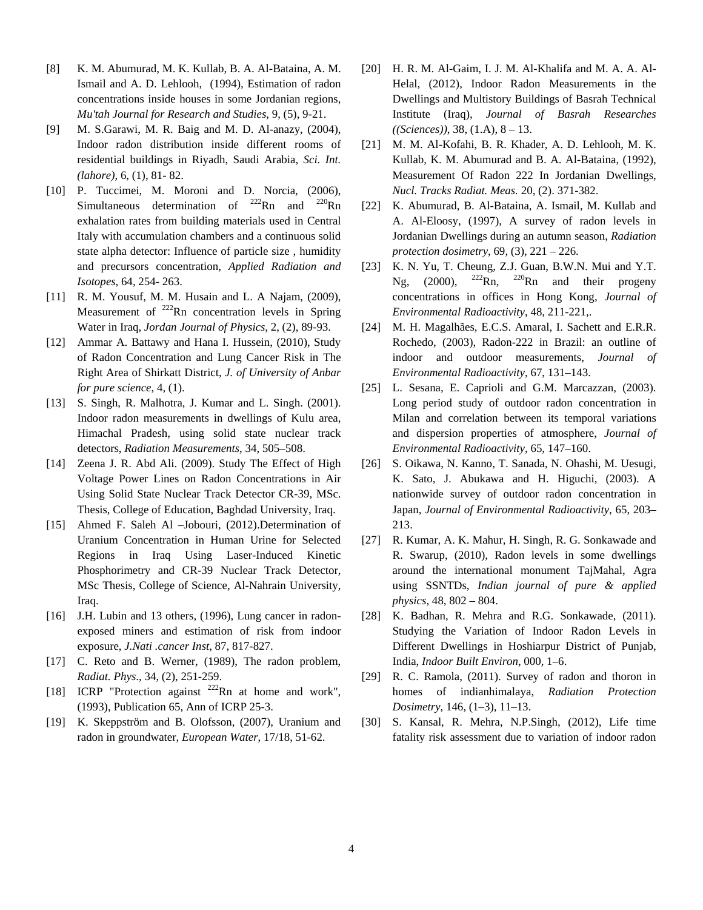[8] K. M. Abumurad, M. K. Kullab, B. A. Al-Bataina, A. M. Ismail and A. D. Lehlooh, (1994), Estimation of radon concentrations inside houses in some Jordanian regions, *Mu'tah Journal for Research and Studies*, 9, (5), 9-21.

[9] M. S.Garawi, M. R. Baig and M. D. Al-anazy, (2004), Indoor radon distribution inside different rooms of residential buildings in Riyadh, Saudi Arabia, *Sci. Int. (lahore)*, 6, (1), 81- 82.

[10] P. Tuccimei, M. Moroni and D. Norcia, (2006), Simultaneous determination of $^{222}$Rn and $^{220}$Rn exhalation rates from building materials used in Central Italy with accumulation chambers and a continuous solid state alpha detector: Influence of particle size , humidity and precursors concentration, *Applied Radiation and Isotopes*, 64, 254- 263.

[11] R. M. Yousuf, M. M. Husain and L. A Najam, (2009), Measurement of $^{222}$Rn concentration levels in Spring Water in Iraq, *Jordan Journal of Physics*, 2, (2), 89-93.

[12] Ammar A. Battawy and Hana I. Hussein, (2010), Study of Radon Concentration and Lung Cancer Risk in The Right Area of Shirkatt District, *J. of University of Anbar for pure science*, 4, (1).

[13] S. Singh, R. Malhotra, J. Kumar and L. Singh. (2001). Indoor radon measurements in dwellings of Kulu area, Himachal Pradesh, using solid state nuclear track detectors, *Radiation Measurements*, 34, 505–508.

[14] Zeena J. R. Abd Ali. (2009). Study The Effect of High Voltage Power Lines on Radon Concentrations in Air Using Solid State Nuclear Track Detector CR-39, MSc. Thesis, College of Education, Baghdad University, Iraq.

[15] Ahmed F. Saleh Al –Jobouri, (2012).Determination of Uranium Concentration in Human Urine for Selected Regions in Iraq Using Laser-Induced Kinetic Phosphorimetry and CR-39 Nuclear Track Detector, MSc Thesis, College of Science, Al-Nahrain University, Iraq.

[16] J.H. Lubin and 13 others, (1996), Lung cancer in radon-exposed miners and estimation of risk from indoor exposure, *J.Nati .cancer Inst*, 87, 817-827.

[17] C. Reto and B. Werner, (1989), The radon problem, *Radiat. Phys*., 34, (2), 251-259.

[18] ICRP "Protection against $^{222}$Rn at home and work", (1993), Publication 65, Ann of ICRP 25-3.

[19] K. Skeppström and B. Olofsson, (2007), Uranium and radon in groundwater, *European Water*, 17/18, 51-62.

[20] H. R. M. Al-Gaim, I. J. M. Al-Khalifa and M. A. A. Al-Helal, (2012), Indoor Radon Measurements in the Dwellings and Multistory Buildings of Basrah Technical Institute (Iraq), *Journal of Basrah Researches ((Sciences))*, 38, (1.A), 8 – 13.

[21] M. M. Al-Kofahi, B. R. Khader, A. D. Lehlooh, M. K. Kullab, K. M. Abumurad and B. A. Al-Bataina, (1992), Measurement Of Radon 222 In Jordanian Dwellings, *Nucl. Tracks Radiat. Meas.* 20, (2). 371-382.

[22] K. Abumurad, B. Al-Bataina, A. Ismail, M. Kullab and A. Al-Eloosy, (1997), A survey of radon levels in Jordanian Dwellings during an autumn season, *Radiation protection dosimetry*, 69, (3), 221 – 226.

[23] K. N. Yu, T. Cheung, Z.J. Guan, B.W.N. Mui and Y.T. Ng, (2000), $^{222}$Rn, $^{220}$Rn and their progeny concentrations in offices in Hong Kong, *Journal of Environmental Radioactivity*, 48, 211-221,.

[24] M. H. Magalhães, E.C.S. Amaral, I. Sachett and E.R.R. Rochedo, (2003), Radon-222 in Brazil: an outline of indoor and outdoor measurements, *Journal of Environmental Radioactivity*, 67, 131–143.

[25] L. Sesana, E. Caprioli and G.M. Marcazzan, (2003). Long period study of outdoor radon concentration in Milan and correlation between its temporal variations and dispersion properties of atmosphere, *Journal of Environmental Radioactivity*, 65, 147–160.

[26] S. Oikawa, N. Kanno, T. Sanada, N. Ohashi, M. Uesugi, K. Sato, J. Abukawa and H. Higuchi, (2003). A nationwide survey of outdoor radon concentration in Japan, *Journal of Environmental Radioactivity*, 65, 203–213.

[27] R. Kumar, A. K. Mahur, H. Singh, R. G. Sonkawade and R. Swarup, (2010), Radon levels in some dwellings around the international monument TajMahal, Agra using SSNTDs, *Indian journal of pure & applied physics*, 48, 802 – 804.

[28] K. Badhan, R. Mehra and R.G. Sonkawade, (2011). Studying the Variation of Indoor Radon Levels in Different Dwellings in Hoshiarpur District of Punjab, India, *Indoor Built Environ*, 000, 1–6.

[29] R. C. Ramola, (2011). Survey of radon and thoron in homes of indianhimalaya, *Radiation Protection Dosimetry*, 146, (1–3), 11–13.

[30] S. Kansal, R. Mehra, N.P.Singh, (2012), Life time fatality risk assessment due to variation of indoor radon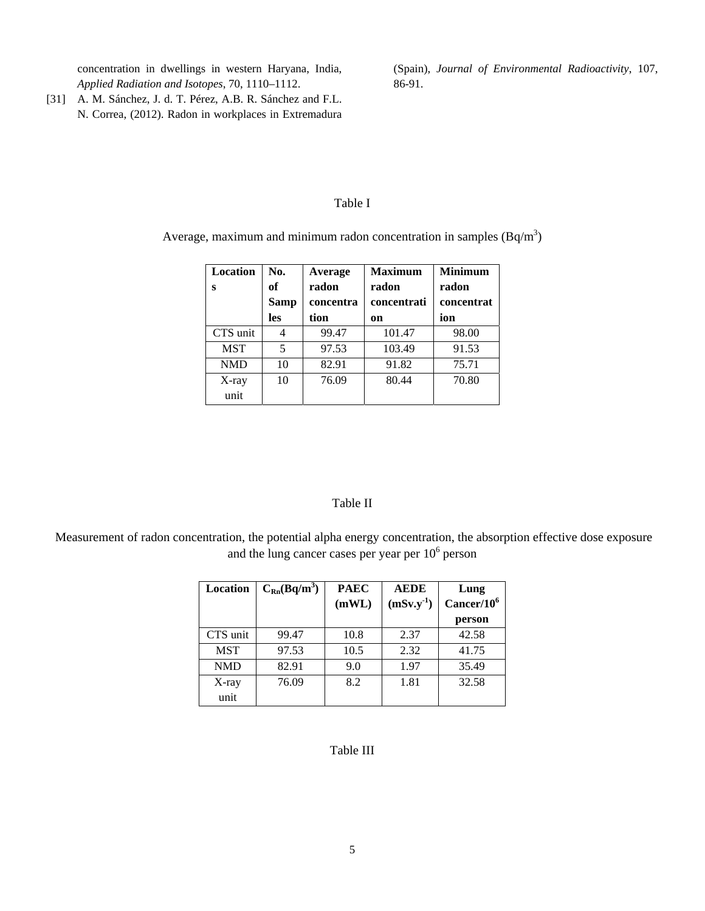concentration in dwellings in western Haryana, India, *Applied Radiation and Isotopes*, 70, 1110–1112.

[31] A. M. Sánchez, J. d. T. Pérez, A.B. R. Sánchez and F.L. N. Correa, (2012). Radon in workplaces in Extremadura (Spain), *Journal of Environmental Radioactivity*, 107, 86-91.

Table I

Average, maximum and minimum radon concentration in samples (Bq/m$^3$)

| **Locations** | **No. of Samples** | **Average radon concentration** | **Maximum radon concentration** | **Minimum radon concentration** |
|---|---|---|---|---|
| CTS unit | 4 | 99.47 | 101.47 | 98.00 |
| MST | 5 | 97.53 | 103.49 | 91.53 |
| NMD | 10 | 82.91 | 91.82 | 75.71 |
| X-ray unit | 10 | 76.09 | 80.44 | 70.80 |

Table II

Measurement of radon concentration, the potential alpha energy concentration, the absorption effective dose exposure and the lung cancer cases per year per $10^6$ person

| **Location** | **$C_{Rn}$(Bq/m$^3$)** | **PAEC (mWL)** | **AEDE (mSv.y$^{-1}$)** | **Lung Cancer/$10^6$ person** |
|---|---|---|---|---|
| CTS unit | 99.47 | 10.8 | 2.37 | 42.58 |
| MST | 97.53 | 10.5 | 2.32 | 41.75 |
| NMD | 82.91 | 9.0 | 1.97 | 35.49 |
| X-ray unit | 76.09 | 8.2 | 1.81 | 32.58 |

Table III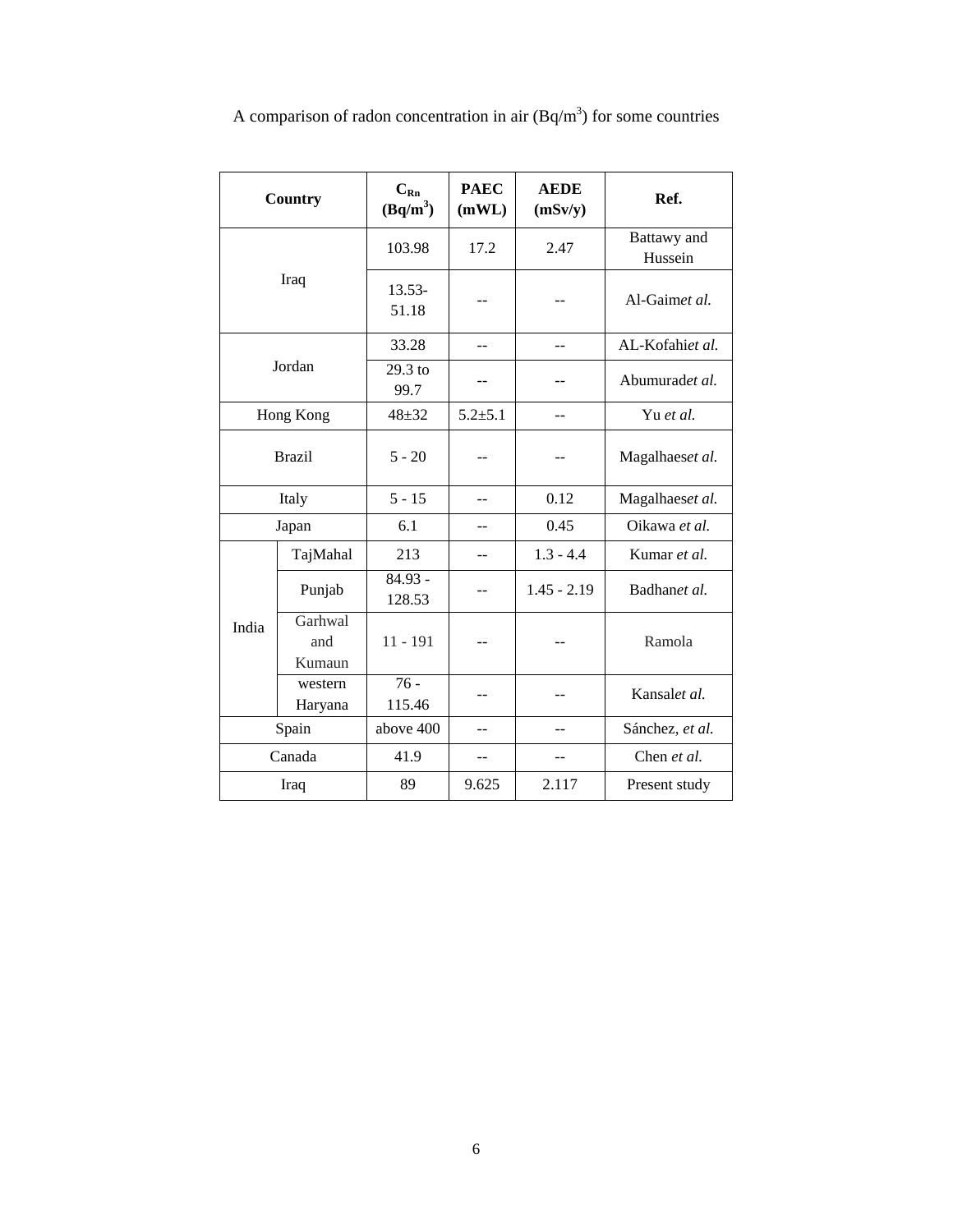A comparison of radon concentration in air (Bq/m$^3$) for some countries

| Country | | $C_{Rn}$ (Bq/m$^3$) | PAEC (mWL) | AEDE (mSv/y) | Ref. |
|---|---|---|---|---|---|
| Iraq | | 103.98 | 17.2 | 2.47 | Battawy and Hussein |
| | | 13.53-51.18 | -- | -- | Al-Gaim*et al.* |
| Jordan | | 33.28 | -- | -- | AL-Kofahi*et al.* |
| | | 29.3 to 99.7 | -- | -- | Abumurad*et al.* |
| Hong Kong | | 48±32 | 5.2±5.1 | -- | Yu *et al.* |
| Brazil | | 5 - 20 | -- | -- | Magalhaes*et al.* |
| Italy | | 5 - 15 | -- | 0.12 | Magalhaes*et al.* |
| Japan | | 6.1 | -- | 0.45 | Oikawa *et al.* |
| India | TajMahal | 213 | -- | 1.3 - 4.4 | Kumar *et al.* |
| | Punjab | 84.93 - 128.53 | -- | 1.45 - 2.19 | Badhan*et al.* |
| | Garhwal and Kumaun | 11 - 191 | -- | -- | Ramola |
| | western Haryana | 76 - 115.46 | -- | -- | Kansal*et al.* |
| Spain | | above 400 | -- | -- | Sánchez, *et al.* |
| Canada | | 41.9 | -- | -- | Chen *et al.* |
| Iraq | | 89 | 9.625 | 2.117 | Present study |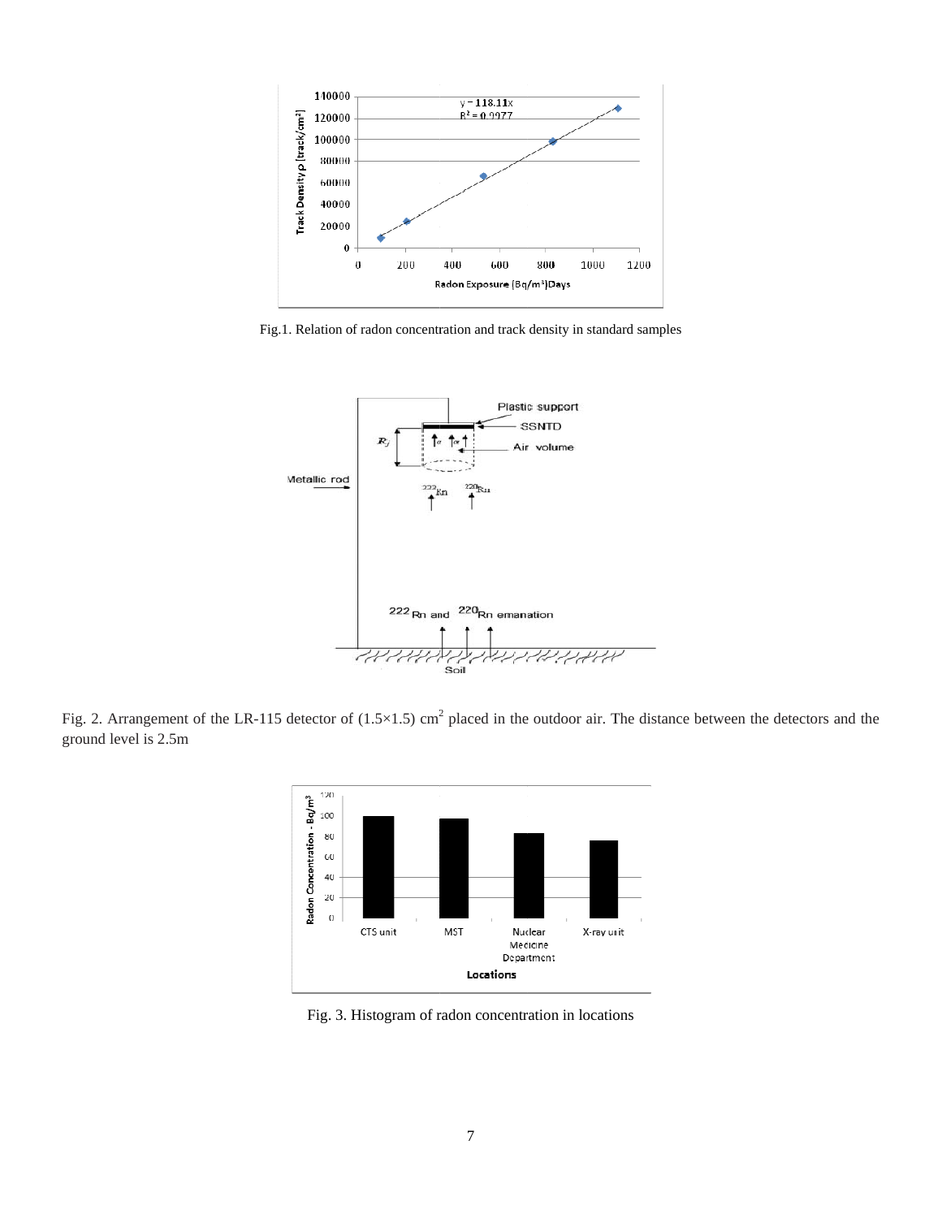y = 118.11x
$R^2$ = 0.9977

Track Density ρ [track/cm²]

140000
120000
100000
80000
60000
40000
20000
0

0 200 400 600 800 1000 1200

Radon Exposure (Bq/m³)Days

Fig.1. Relation of radon concentration and track density in standard samples

Plastic support
SSNTD
$R_j$
α α
Air volume
Metallic rod
$^{222}$Rn $^{220}$Rn
$^{222}$Rn and $^{220}$Rn emanation
Soil

Fig. 2. Arrangement of the LR-115 detector of (1.5×1.5) cm$^2$ placed in the outdoor air. The distance between the detectors and the ground level is 2.5m

Radon Concentration - Bq/m³

120
100
80
60
40
20
0

CTS unit
MST
Nuclear Medicine Department
X-ray unit

Locations

Fig. 3. Histogram of radon concentration in locations